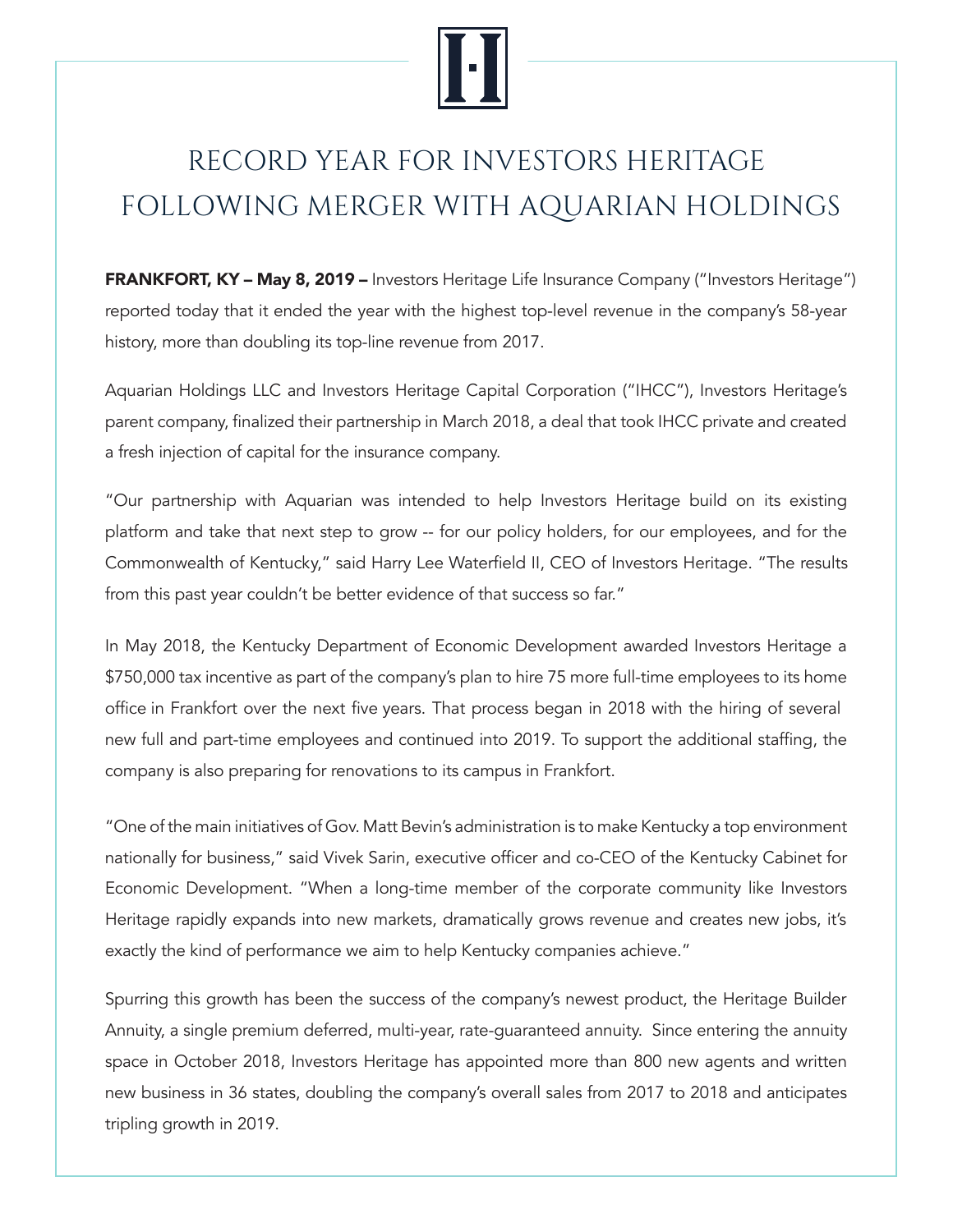# RECORD YEAR FOR INVESTORS HERITAGE FOLLOWING MERGER WITH AQUARIAN HOLDINGS

**FRANKFORT, KY – May 8, 2019 –** Investors Heritage Life Insurance Company ("Investors Heritage") reported today that it ended the year with the highest top-level revenue in the company's 58-year history, more than doubling its top-line revenue from 2017.

Aquarian Holdings LLC and Investors Heritage Capital Corporation ("IHCC"), Investors Heritage's parent company, finalized their partnership in March 2018, a deal that took IHCC private and created a fresh injection of capital for the insurance company.

"Our partnership with Aquarian was intended to help Investors Heritage build on its existing platform and take that next step to grow -- for our policy holders, for our employees, and for the Commonwealth of Kentucky," said Harry Lee Waterfield II, CEO of Investors Heritage. "The results from this past year couldn't be better evidence of that success so far."

In May 2018, the Kentucky Department of Economic Development awarded Investors Heritage a $750,000 tax incentive as part of the company's plan to hire 75 more full-time employees to its home office in Frankfort over the next five years. That process began in 2018 with the hiring of several new full and part-time employees and continued into 2019. To support the additional staffing, the company is also preparing for renovations to its campus in Frankfort.

"One of the main initiatives of Gov. Matt Bevin's administration is to make Kentucky a top environment nationally for business," said Vivek Sarin, executive officer and co-CEO of the Kentucky Cabinet for Economic Development. "When a long-time member of the corporate community like Investors Heritage rapidly expands into new markets, dramatically grows revenue and creates new jobs, it's exactly the kind of performance we aim to help Kentucky companies achieve."

Spurring this growth has been the success of the company's newest product, the Heritage Builder Annuity, a single premium deferred, multi-year, rate-guaranteed annuity. Since entering the annuity space in October 2018, Investors Heritage has appointed more than 800 new agents and written new business in 36 states, doubling the company's overall sales from 2017 to 2018 and anticipates tripling growth in 2019.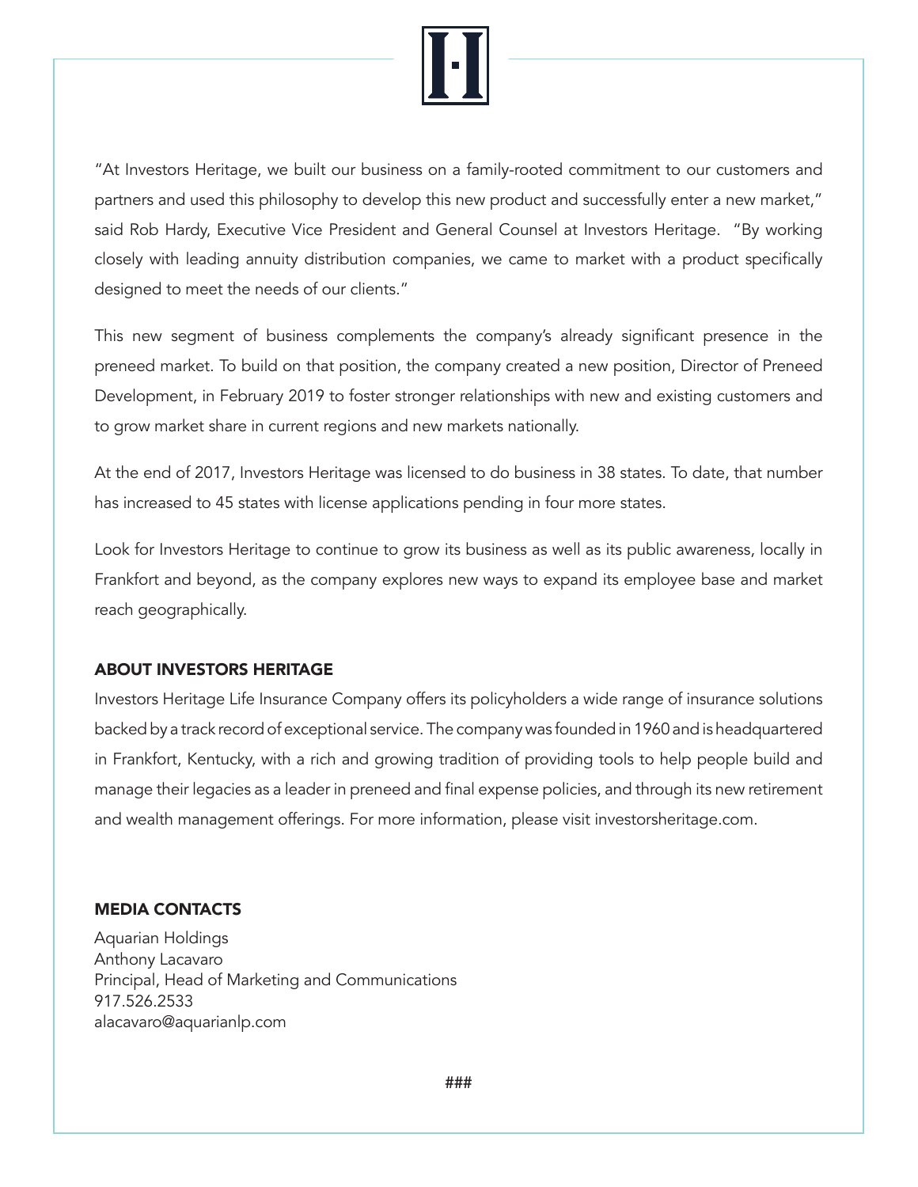"At Investors Heritage, we built our business on a family-rooted commitment to our customers and partners and used this philosophy to develop this new product and successfully enter a new market," said Rob Hardy, Executive Vice President and General Counsel at Investors Heritage. "By working closely with leading annuity distribution companies, we came to market with a product specifically designed to meet the needs of our clients."

This new segment of business complements the company's already significant presence in the preneed market. To build on that position, the company created a new position, Director of Preneed Development, in February 2019 to foster stronger relationships with new and existing customers and to grow market share in current regions and new markets nationally.

At the end of 2017, Investors Heritage was licensed to do business in 38 states. To date, that number has increased to 45 states with license applications pending in four more states.

Look for Investors Heritage to continue to grow its business as well as its public awareness, locally in Frankfort and beyond, as the company explores new ways to expand its employee base and market reach geographically.

**ABOUT INVESTORS HERITAGE**

Investors Heritage Life Insurance Company offers its policyholders a wide range of insurance solutions backed by a track record of exceptional service. The company was founded in 1960 and is headquartered in Frankfort, Kentucky, with a rich and growing tradition of providing tools to help people build and manage their legacies as a leader in preneed and final expense policies, and through its new retirement and wealth management offerings. For more information, please visit investorsheritage.com.

**MEDIA CONTACTS**

Aquarian Holdings
Anthony Lacavaro
Principal, Head of Marketing and Communications
917.526.2533
alacavaro@aquarianlp.com

###